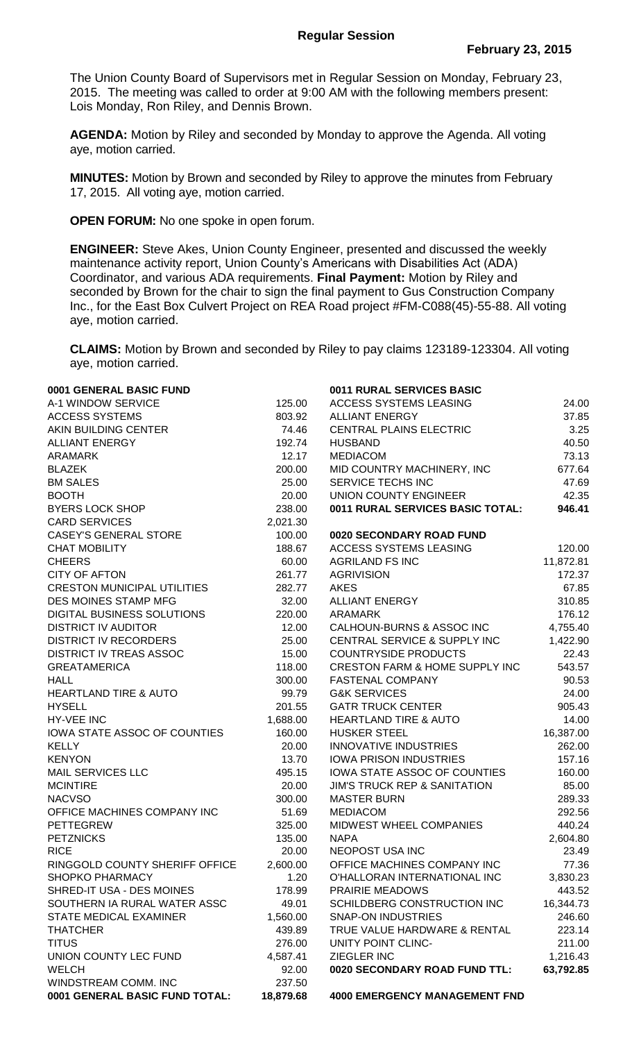**Regular Session**

**February 23, 2015**

The Union County Board of Supervisors met in Regular Session on Monday, February 23, 2015. The meeting was called to order at 9:00 AM with the following members present: Lois Monday, Ron Riley, and Dennis Brown.

**AGENDA:** Motion by Riley and seconded by Monday to approve the Agenda. All voting aye, motion carried.

**MINUTES:** Motion by Brown and seconded by Riley to approve the minutes from February 17, 2015. All voting aye, motion carried.

**OPEN FORUM:** No one spoke in open forum.

**ENGINEER:** Steve Akes, Union County Engineer, presented and discussed the weekly maintenance activity report, Union County's Americans with Disabilities Act (ADA) Coordinator, and various ADA requirements. **Final Payment:** Motion by Riley and seconded by Brown for the chair to sign the final payment to Gus Construction Company Inc., for the East Box Culvert Project on REA Road project #FM-C088(45)-55-88. All voting aye, motion carried.

**CLAIMS:** Motion by Brown and seconded by Riley to pay claims 123189-123304. All voting aye, motion carried.

| | |
|---|---|
| **0001 GENERAL BASIC FUND** | |
| A-1 WINDOW SERVICE | 125.00 |
| ACCESS SYSTEMS | 803.92 |
| AKIN BUILDING CENTER | 74.46 |
| ALLIANT ENERGY | 192.74 |
| ARAMARK | 12.17 |
| BLAZEK | 200.00 |
| BM SALES | 25.00 |
| BOOTH | 20.00 |
| BYERS LOCK SHOP | 238.00 |
| CARD SERVICES | 2,021.30 |
| CASEY'S GENERAL STORE | 100.00 |
| CHAT MOBILITY | 188.67 |
| CHEERS | 60.00 |
| CITY OF AFTON | 261.77 |
| CRESTON MUNICIPAL UTILITIES | 282.77 |
| DES MOINES STAMP MFG | 32.00 |
| DIGITAL BUSINESS SOLUTIONS | 220.00 |
| DISTRICT IV AUDITOR | 12.00 |
| DISTRICT IV RECORDERS | 25.00 |
| DISTRICT IV TREAS ASSOC | 15.00 |
| GREATAMERICA | 118.00 |
| HALL | 300.00 |
| HEARTLAND TIRE & AUTO | 99.79 |
| HYSELL | 201.55 |
| HY-VEE INC | 1,688.00 |
| IOWA STATE ASSOC OF COUNTIES | 160.00 |
| KELLY | 20.00 |
| KENYON | 13.70 |
| MAIL SERVICES LLC | 495.15 |
| MCINTIRE | 20.00 |
| NACVSO | 300.00 |
| OFFICE MACHINES COMPANY INC | 51.69 |
| PETTEGREW | 325.00 |
| PETZNICKS | 135.00 |
| RICE | 20.00 |
| RINGGOLD COUNTY SHERIFF OFFICE | 2,600.00 |
| SHOPKO PHARMACY | 1.20 |
| SHRED-IT USA - DES MOINES | 178.99 |
| SOUTHERN IA RURAL WATER ASSC | 49.01 |
| STATE MEDICAL EXAMINER | 1,560.00 |
| THATCHER | 439.89 |
| TITUS | 276.00 |
| UNION COUNTY LEC FUND | 4,587.41 |
| WELCH | 92.00 |
| WINDSTREAM COMM. INC | 237.50 |
| **0001 GENERAL BASIC FUND TOTAL:** | **18,879.68** |
| **0011 RURAL SERVICES BASIC** | |
| ACCESS SYSTEMS LEASING | 24.00 |
| ALLIANT ENERGY | 37.85 |
| CENTRAL PLAINS ELECTRIC | 3.25 |
| HUSBAND | 40.50 |
| MEDIACOM | 73.13 |
| MID COUNTRY MACHINERY, INC | 677.64 |
| SERVICE TECHS INC | 47.69 |
| UNION COUNTY ENGINEER | 42.35 |
| **0011 RURAL SERVICES BASIC TOTAL:** | **946.41** |
| **0020 SECONDARY ROAD FUND** | |
| ACCESS SYSTEMS LEASING | 120.00 |
| AGRILAND FS INC | 11,872.81 |
| AGRIVISION | 172.37 |
| AKES | 67.85 |
| ALLIANT ENERGY | 310.85 |
| ARAMARK | 176.12 |
| CALHOUN-BURNS & ASSOC INC | 4,755.40 |
| CENTRAL SERVICE & SUPPLY INC | 1,422.90 |
| COUNTRYSIDE PRODUCTS | 22.43 |
| CRESTON FARM & HOME SUPPLY INC | 543.57 |
| FASTENAL COMPANY | 90.53 |
| G&K SERVICES | 24.00 |
| GATR TRUCK CENTER | 905.43 |
| HEARTLAND TIRE & AUTO | 14.00 |
| HUSKER STEEL | 16,387.00 |
| INNOVATIVE INDUSTRIES | 262.00 |
| IOWA PRISON INDUSTRIES | 157.16 |
| IOWA STATE ASSOC OF COUNTIES | 160.00 |
| JIM'S TRUCK REP & SANITATION | 85.00 |
| MASTER BURN | 289.33 |
| MEDIACOM | 292.56 |
| MIDWEST WHEEL COMPANIES | 440.24 |
| NAPA | 2,604.80 |
| NEOPOST USA INC | 23.49 |
| OFFICE MACHINES COMPANY INC | 77.36 |
| O'HALLORAN INTERNATIONAL INC | 3,830.23 |
| PRAIRIE MEADOWS | 443.52 |
| SCHILDBERG CONSTRUCTION INC | 16,344.73 |
| SNAP-ON INDUSTRIES | 246.60 |
| TRUE VALUE HARDWARE & RENTAL | 223.14 |
| UNITY POINT CLINC- | 211.00 |
| ZIEGLER INC | 1,216.43 |
| **0020 SECONDARY ROAD FUND TTL:** | **63,792.85** |
| **4000 EMERGENCY MANAGEMENT FND** | |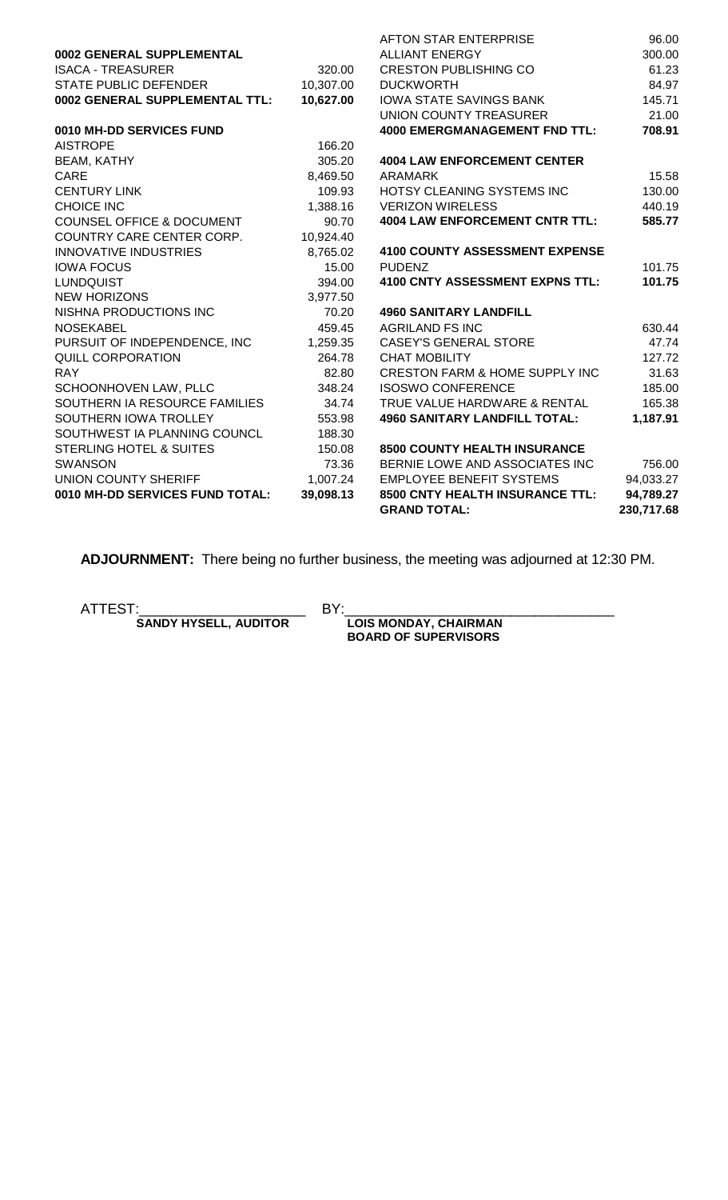| | |
|---|---|
| **0002 GENERAL SUPPLEMENTAL** | |
| ISACA - TREASURER | 320.00 |
| STATE PUBLIC DEFENDER | 10,307.00 |
| **0002 GENERAL SUPPLEMENTAL TTL:** | **10,627.00** |
| | |
| **0010 MH-DD SERVICES FUND** | |
| AISTROPE | 166.20 |
| BEAM, KATHY | 305.20 |
| CARE | 8,469.50 |
| CENTURY LINK | 109.93 |
| CHOICE INC | 1,388.16 |
| COUNSEL OFFICE & DOCUMENT | 90.70 |
| COUNTRY CARE CENTER CORP. | 10,924.40 |
| INNOVATIVE INDUSTRIES | 8,765.02 |
| IOWA FOCUS | 15.00 |
| LUNDQUIST | 394.00 |
| NEW HORIZONS | 3,977.50 |
| NISHNA PRODUCTIONS INC | 70.20 |
| NOSEKABEL | 459.45 |
| PURSUIT OF INDEPENDENCE, INC | 1,259.35 |
| QUILL CORPORATION | 264.78 |
| RAY | 82.80 |
| SCHOONHOVEN LAW, PLLC | 348.24 |
| SOUTHERN IA RESOURCE FAMILIES | 34.74 |
| SOUTHERN IOWA TROLLEY | 553.98 |
| SOUTHWEST IA PLANNING COUNCL | 188.30 |
| STERLING HOTEL & SUITES | 150.08 |
| SWANSON | 73.36 |
| UNION COUNTY SHERIFF | 1,007.24 |
| **0010 MH-DD SERVICES FUND TOTAL:** | **39,098.13** |
| AFTON STAR ENTERPRISE | 96.00 |
| ALLIANT ENERGY | 300.00 |
| CRESTON PUBLISHING CO | 61.23 |
| DUCKWORTH | 84.97 |
| IOWA STATE SAVINGS BANK | 145.71 |
| UNION COUNTY TREASURER | 21.00 |
| **4000 EMERGMANAGEMENT FND TTL:** | **708.91** |
| | |
| **4004 LAW ENFORCEMENT CENTER** | |
| ARAMARK | 15.58 |
| HOTSY CLEANING SYSTEMS INC | 130.00 |
| VERIZON WIRELESS | 440.19 |
| **4004 LAW ENFORCEMENT CNTR TTL:** | **585.77** |
| | |
| **4100 COUNTY ASSESSMENT EXPENSE** | |
| PUDENZ | 101.75 |
| **4100 CNTY ASSESSMENT EXPNS TTL:** | **101.75** |
| | |
| **4960 SANITARY LANDFILL** | |
| AGRILAND FS INC | 630.44 |
| CASEY'S GENERAL STORE | 47.74 |
| CHAT MOBILITY | 127.72 |
| CRESTON FARM & HOME SUPPLY INC | 31.63 |
| ISOSWO CONFERENCE | 185.00 |
| TRUE VALUE HARDWARE & RENTAL | 165.38 |
| **4960 SANITARY LANDFILL TOTAL:** | **1,187.91** |
| | |
| **8500 COUNTY HEALTH INSURANCE** | |
| BERNIE LOWE AND ASSOCIATES INC | 756.00 |
| EMPLOYEE BENEFIT SYSTEMS | 94,033.27 |
| **8500 CNTY HEALTH INSURANCE TTL:** | **94,789.27** |
| **GRAND TOTAL:** | **230,717.68** |

**ADJOURNMENT:** There being no further business, the meeting was adjourned at 12:30 PM.

ATTEST:\_\_\_\_\_\_\_\_\_\_\_\_\_\_\_\_\_\_\_\_\_\_ BY:\_\_\_\_\_\_\_\_\_\_\_\_\_\_\_\_\_\_\_\_\_\_\_\_\_\_\_\_\_\_\_\_\_\_

**SANDY HYSELL, AUDITOR** **LOIS MONDAY, CHAIRMAN**
**BOARD OF SUPERVISORS**